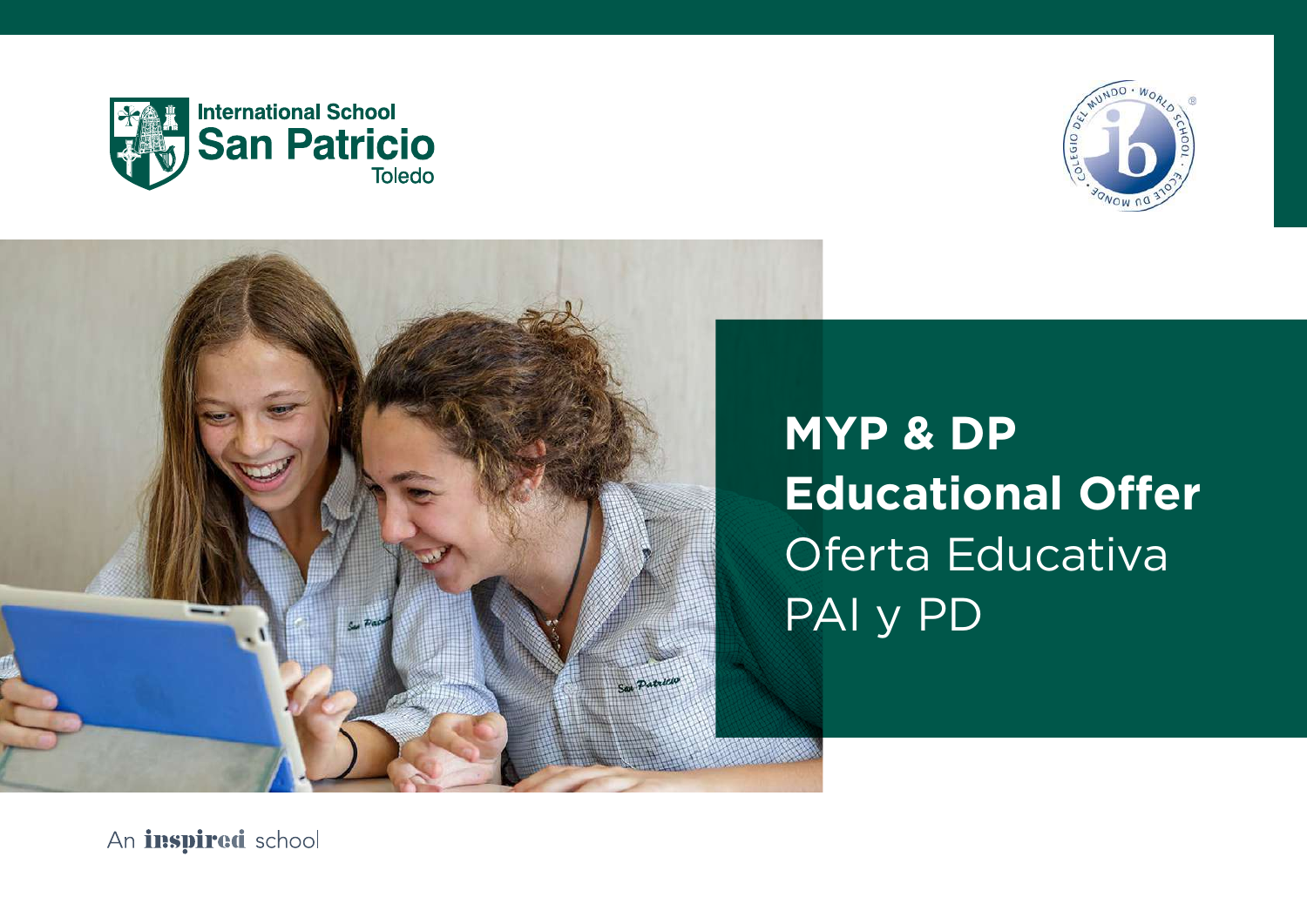International School
San Patricio
Toledo

# MYP & DP Educational Offer

Oferta Educativa PAI y PD

An inspired school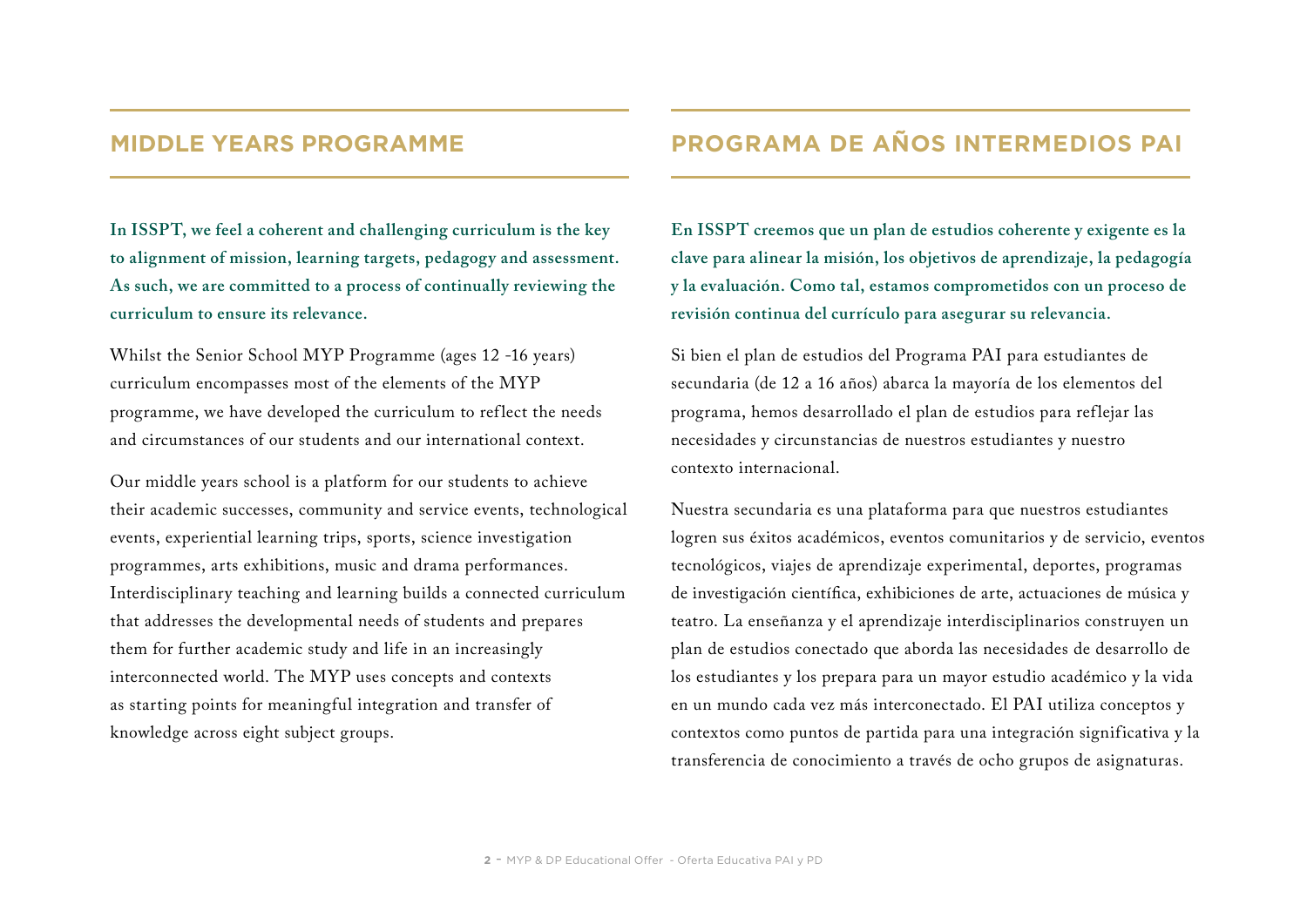## MIDDLE YEARS PROGRAMME

**In ISSPT, we feel a coherent and challenging curriculum is the key to alignment of mission, learning targets, pedagogy and assessment. As such, we are committed to a process of continually reviewing the curriculum to ensure its relevance.**

Whilst the Senior School MYP Programme (ages 12 -16 years) curriculum encompasses most of the elements of the MYP programme, we have developed the curriculum to reflect the needs and circumstances of our students and our international context.

Our middle years school is a platform for our students to achieve their academic successes, community and service events, technological events, experiential learning trips, sports, science investigation programmes, arts exhibitions, music and drama performances. Interdisciplinary teaching and learning builds a connected curriculum that addresses the developmental needs of students and prepares them for further academic study and life in an increasingly interconnected world. The MYP uses concepts and contexts as starting points for meaningful integration and transfer of knowledge across eight subject groups.

## PROGRAMA DE AÑOS INTERMEDIOS PAI

**En ISSPT creemos que un plan de estudios coherente y exigente es la clave para alinear la misión, los objetivos de aprendizaje, la pedagogía y la evaluación. Como tal, estamos comprometidos con un proceso de revisión continua del currículo para asegurar su relevancia.**

Si bien el plan de estudios del Programa PAI para estudiantes de secundaria (de 12 a 16 años) abarca la mayoría de los elementos del programa, hemos desarrollado el plan de estudios para reflejar las necesidades y circunstancias de nuestros estudiantes y nuestro contexto internacional.

Nuestra secundaria es una plataforma para que nuestros estudiantes logren sus éxitos académicos, eventos comunitarios y de servicio, eventos tecnológicos, viajes de aprendizaje experimental, deportes, programas de investigación científica, exhibiciones de arte, actuaciones de música y teatro. La enseñanza y el aprendizaje interdisciplinarios construyen un plan de estudios conectado que aborda las necesidades de desarrollo de los estudiantes y los prepara para un mayor estudio académico y la vida en un mundo cada vez más interconectado. El PAI utiliza conceptos y contextos como puntos de partida para una integración significativa y la transferencia de conocimiento a través de ocho grupos de asignaturas.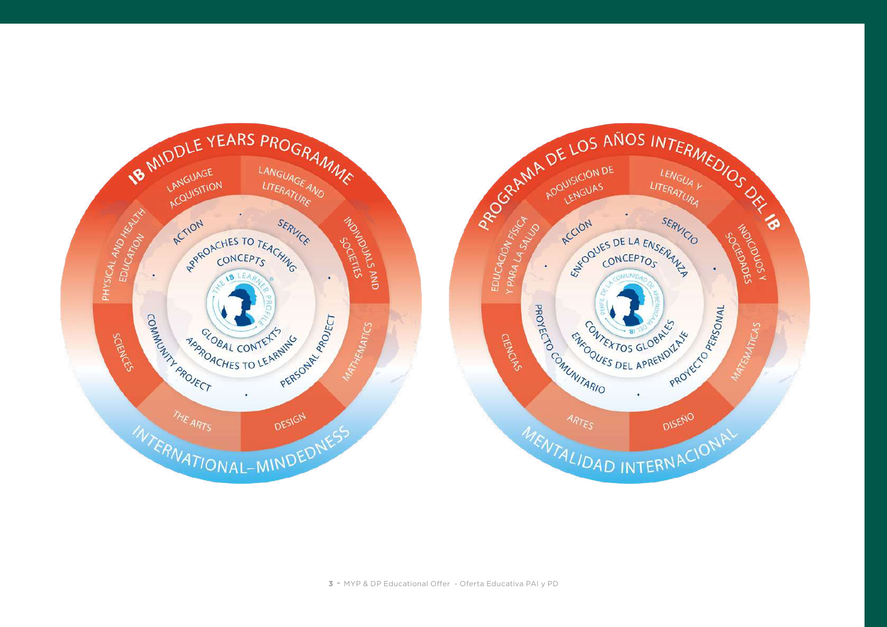## IB MIDDLE YEARS PROGRAMME

- LANGUAGE ACQUISITION
- LANGUAGE AND LITERATURE
- INDIVIDUALS AND SOCIETIES
- MATHEMATICS
- DESIGN
- THE ARTS
- SCIENCES
- PHYSICAL AND HEALTH EDUCATION

ACTION · SERVICE · PERSONAL PROJECT · COMMUNITY PROJECT

APPROACHES TO TEACHING · CONCEPTS · GLOBAL CONTEXTS · APPROACHES TO LEARNING

THE IB LEARNER PROFILE

INTERNATIONAL-MINDEDNESS

## PROGRAMA DE LOS AÑOS INTERMEDIOS DEL IB

- ADQUISICIÓN DE LENGUAS
- LENGUA Y LITERATURA
- INDIVIDUOS Y SOCIEDADES
- MATEMÁTICAS
- DISEÑO
- ARTES
- CIENCIAS
- EDUCACIÓN FÍSICA Y PARA LA SALUD

ACCIÓN · SERVICIO · PROYECTO PERSONAL · PROYECTO COMUNITARIO

ENFOQUES DE LA ENSEÑANZA · CONCEPTOS · CONTEXTOS GLOBALES · ENFOQUES DEL APRENDIZAJE

PERFIL DE LA COMUNIDAD DE APRENDIZAJE DEL IB

MENTALIDAD INTERNACIONAL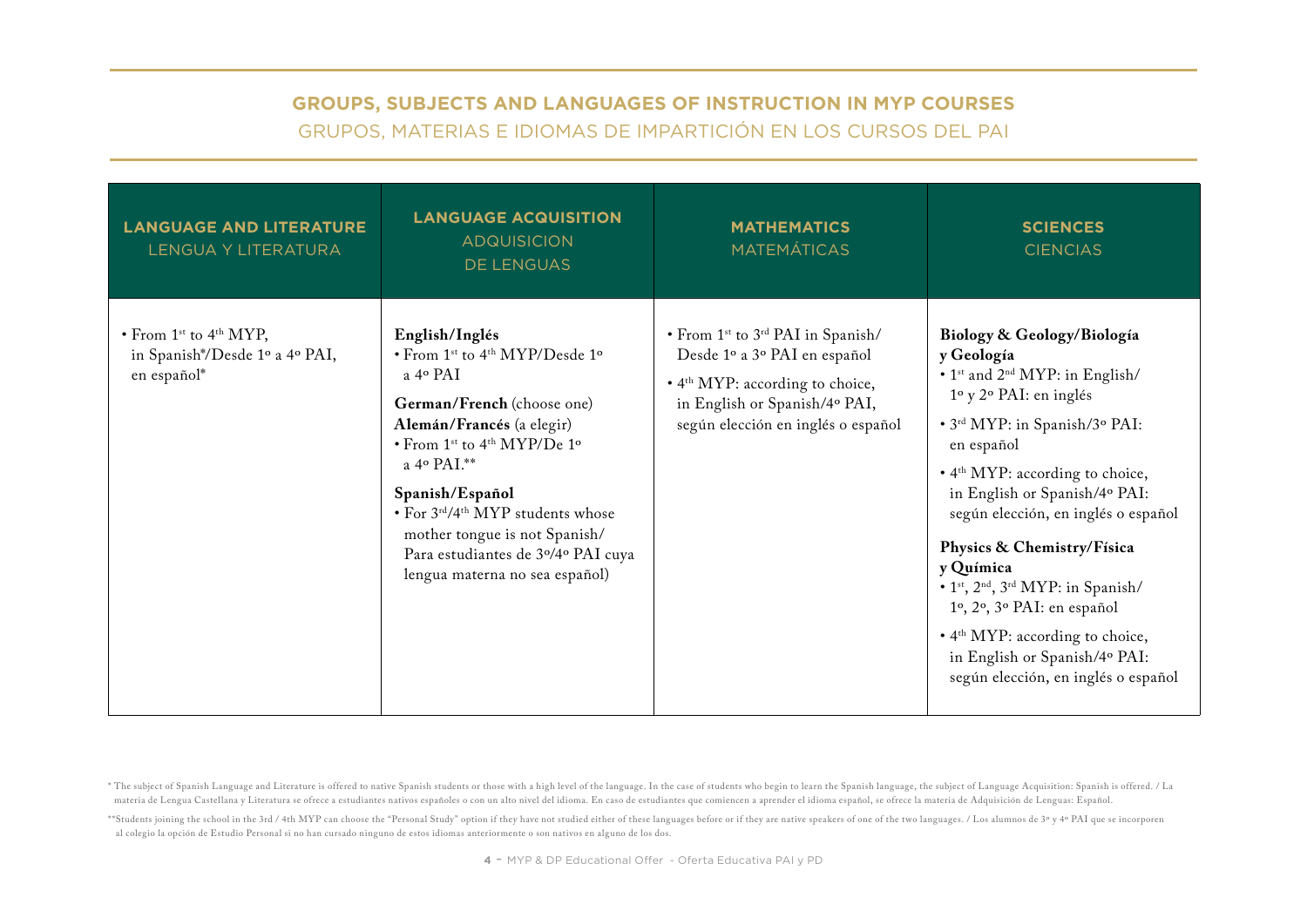## GROUPS, SUBJECTS AND LANGUAGES OF INSTRUCTION IN MYP COURSES

GRUPOS, MATERIAS E IDIOMAS DE IMPARTICIÓN EN LOS CURSOS DEL PAI

| **LANGUAGE AND LITERATURE** LENGUA Y LITERATURA | **LANGUAGE ACQUISITION** ADQUISICION DE LENGUAS | **MATHEMATICS** MATEMÁTICAS | **SCIENCES** CIENCIAS |
|---|---|---|---|
| • From 1st to 4th MYP, in Spanish*/Desde 1º a 4º PAI, en español* | **English/Inglés**<br>• From 1st to 4th MYP/Desde 1º a 4º PAI<br><br>**German/French** (choose one)<br>**Alemán/Francés** (a elegir)<br>• From 1st to 4th MYP/De 1º a 4º PAI.**<br><br>**Spanish/Español**<br>• For 3rd/4th MYP students whose mother tongue is not Spanish/ Para estudiantes de 3º/4º PAI cuya lengua materna no sea español) | • From 1st to 3rd PAI in Spanish/ Desde 1º a 3º PAI en español<br>• 4th MYP: according to choice, in English or Spanish/4º PAI, según elección en inglés o español | **Biology & Geology/Biología y Geología**<br>• 1st and 2nd MYP: in English/ 1º y 2º PAI: en inglés<br>• 3rd MYP: in Spanish/3º PAI: en español<br>• 4th MYP: according to choice, in English or Spanish/4º PAI: según elección, en inglés o español<br><br>**Physics & Chemistry/Física y Química**<br>• 1st, 2nd, 3rd MYP: in Spanish/ 1º, 2º, 3º PAI: en español<br>• 4th MYP: according to choice, in English or Spanish/4º PAI: según elección, en inglés o español |

* The subject of Spanish Language and Literature is offered to native Spanish students or those with a high level of the language. In the case of students who begin to learn the Spanish language, the subject of Language Acquisition: Spanish is offered. / La materia de Lengua Castellana y Literatura se ofrece a estudiantes nativos españoles o con un alto nivel del idioma. En caso de estudiantes que comiencen a aprender el idioma español, se ofrece la materia de Adquisición de Lenguas: Español.

**Students joining the school in the 3rd / 4th MYP can choose the "Personal Study" option if they have not studied either of these languages before or if they are native speakers of one of the two languages. / Los alumnos de 3º y 4º PAI que se incorporen al colegio la opción de Estudio Personal si no han cursado ninguno de estos idiomas anteriormente o son nativos en alguno de los dos.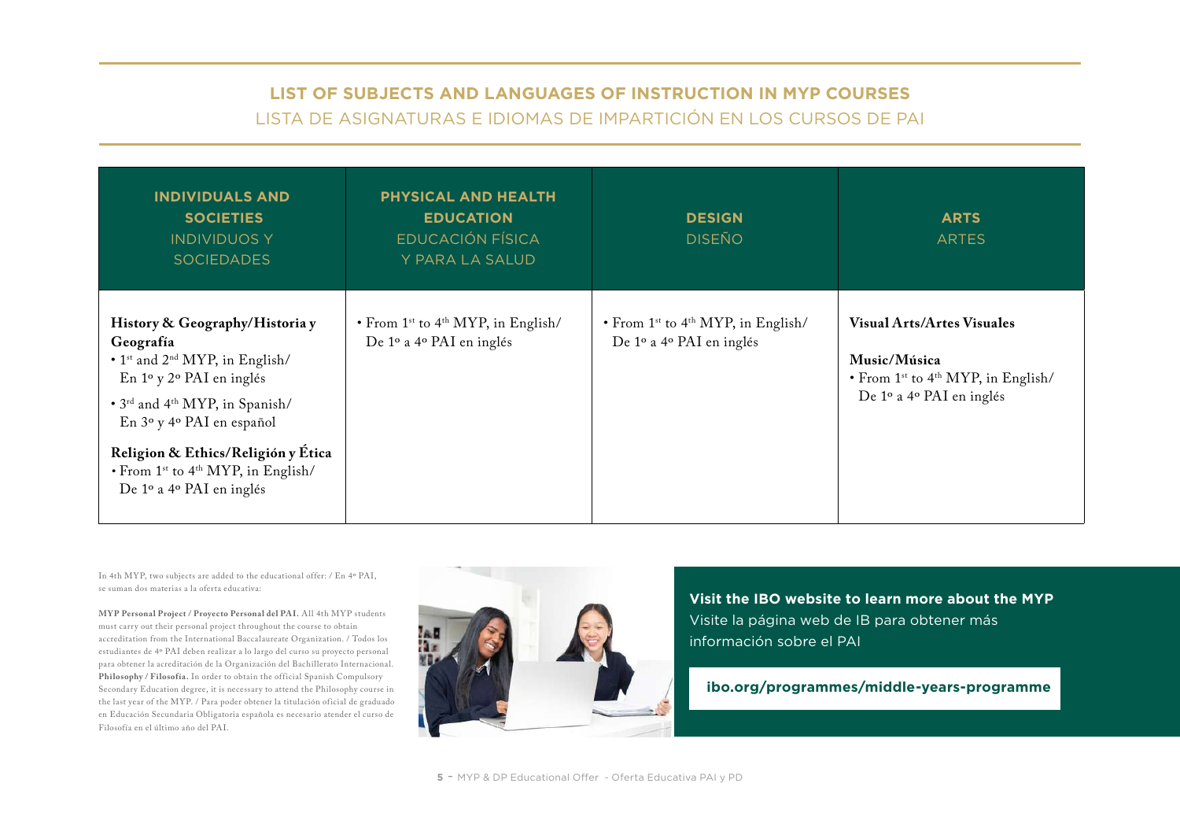## LIST OF SUBJECTS AND LANGUAGES OF INSTRUCTION IN MYP COURSES
LISTA DE ASIGNATURAS E IDIOMAS DE IMPARTICIÓN EN LOS CURSOS DE PAI

| **INDIVIDUALS AND SOCIETIES** INDIVIDUOS Y SOCIEDADES | **PHYSICAL AND HEALTH EDUCATION** EDUCACIÓN FÍSICA Y PARA LA SALUD | **DESIGN** DISEÑO | **ARTS** ARTES |
| --- | --- | --- | --- |
| **History & Geography/Historia y Geografía**<br>• 1st and 2nd MYP, in English/ En 1º y 2º PAI en inglés<br>• 3rd and 4th MYP, in Spanish/ En 3º y 4º PAI en español<br>**Religion & Ethics/Religión y Ética**<br>• From 1st to 4th MYP, in English/ De 1º a 4º PAI en inglés | • From 1st to 4th MYP, in English/ De 1º a 4º PAI en inglés | • From 1st to 4th MYP, in English/ De 1º a 4º PAI en inglés | **Visual Arts/Artes Visuales**<br>**Music/Música**<br>• From 1st to 4th MYP, in English/ De 1º a 4º PAI en inglés |

In 4th MYP, two subjects are added to the educational offer: / En 4º PAI, se suman dos materias a la oferta educativa:

**MYP Personal Project / Proyecto Personal del PAI.** All 4th MYP students must carry out their personal project throughout the course to obtain accreditation from the International Baccalaureate Organization. / Todos los estudiantes de 4º PAI deben realizar a lo largo del curso su proyecto personal para obtener la acreditación de la Organización del Bachillerato Internacional. **Philosophy / Filosofía.** In order to obtain the official Spanish Compulsory Secondary Education degree, it is necessary to attend the Philosophy course in the last year of the MYP. / Para poder obtener la titulación oficial de graduado en Educación Secundaria Obligatoria española es necesario atender el curso de Filosofía en el último año del PAI.

**Visit the IBO website to learn more about the MYP**
Visite la página web de IB para obtener más información sobre el PAI

**ibo.org/programmes/middle-years-programme**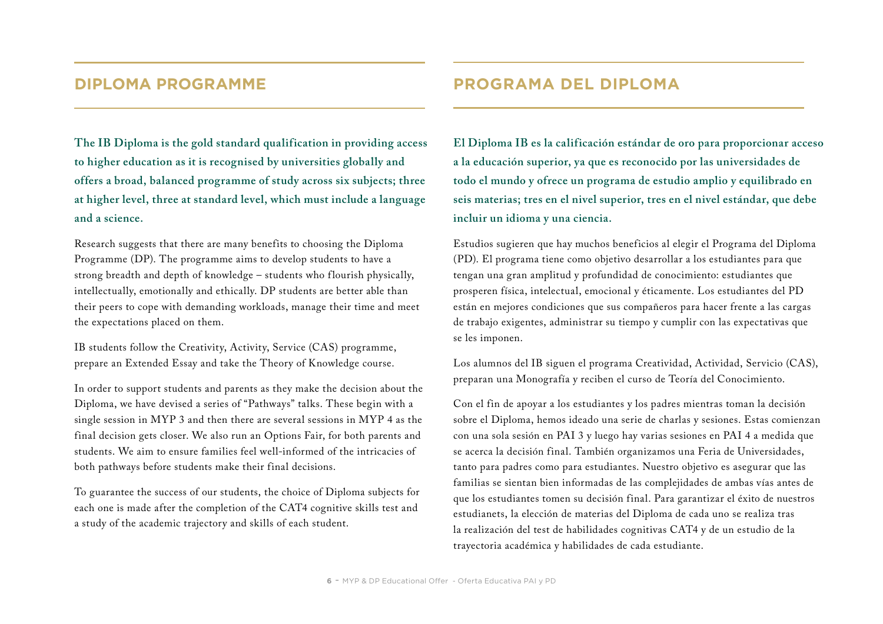## DIPLOMA PROGRAMME

**The IB Diploma is the gold standard qualification in providing access to higher education as it is recognised by universities globally and offers a broad, balanced programme of study across six subjects; three at higher level, three at standard level, which must include a language and a science.**

Research suggests that there are many benefits to choosing the Diploma Programme (DP). The programme aims to develop students to have a strong breadth and depth of knowledge – students who flourish physically, intellectually, emotionally and ethically. DP students are better able than their peers to cope with demanding workloads, manage their time and meet the expectations placed on them.

IB students follow the Creativity, Activity, Service (CAS) programme, prepare an Extended Essay and take the Theory of Knowledge course.

In order to support students and parents as they make the decision about the Diploma, we have devised a series of "Pathways" talks. These begin with a single session in MYP 3 and then there are several sessions in MYP 4 as the final decision gets closer. We also run an Options Fair, for both parents and students. We aim to ensure families feel well-informed of the intricacies of both pathways before students make their final decisions.

To guarantee the success of our students, the choice of Diploma subjects for each one is made after the completion of the CAT4 cognitive skills test and a study of the academic trajectory and skills of each student.

## PROGRAMA DEL DIPLOMA

**El Diploma IB es la calificación estándar de oro para proporcionar acceso a la educación superior, ya que es reconocido por las universidades de todo el mundo y ofrece un programa de estudio amplio y equilibrado en seis materias; tres en el nivel superior, tres en el nivel estándar, que debe incluir un idioma y una ciencia.**

Estudios sugieren que hay muchos beneficios al elegir el Programa del Diploma (PD). El programa tiene como objetivo desarrollar a los estudiantes para que tengan una gran amplitud y profundidad de conocimiento: estudiantes que prosperen física, intelectual, emocional y éticamente. Los estudiantes del PD están en mejores condiciones que sus compañeros para hacer frente a las cargas de trabajo exigentes, administrar su tiempo y cumplir con las expectativas que se les imponen.

Los alumnos del IB siguen el programa Creatividad, Actividad, Servicio (CAS), preparan una Monografía y reciben el curso de Teoría del Conocimiento.

Con el fin de apoyar a los estudiantes y los padres mientras toman la decisión sobre el Diploma, hemos ideado una serie de charlas y sesiones. Estas comienzan con una sola sesión en PAI 3 y luego hay varias sesiones en PAI 4 a medida que se acerca la decisión final. También organizamos una Feria de Universidades, tanto para padres como para estudiantes. Nuestro objetivo es asegurar que las familias se sientan bien informadas de las complejidades de ambas vías antes de que los estudiantes tomen su decisión final. Para garantizar el éxito de nuestros estudianets, la elección de materias del Diploma de cada uno se realiza tras la realización del test de habilidades cognitivas CAT4 y de un estudio de la trayectoria académica y habilidades de cada estudiante.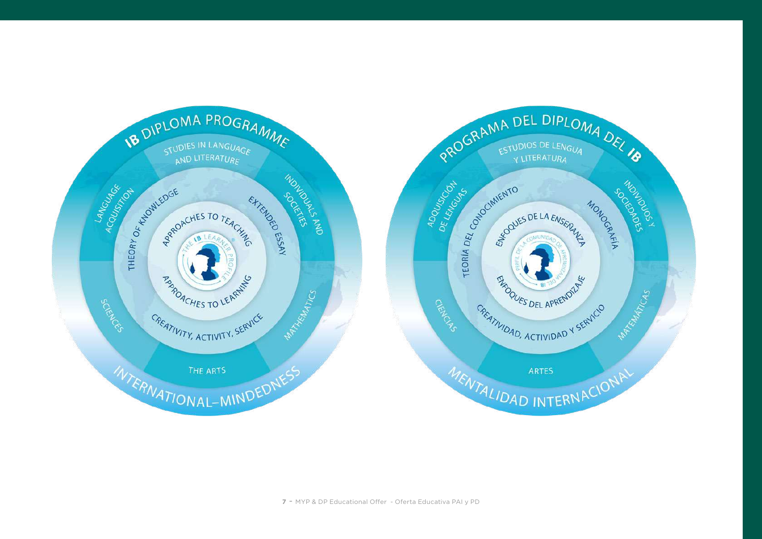# IB DIPLOMA PROGRAMME

STUDIES IN LANGUAGE AND LITERATURE

INDIVIDUALS AND SOCIETIES

MATHEMATICS

THE ARTS

SCIENCES

LANGUAGE ACQUISITION

THEORY OF KNOWLEDGE

EXTENDED ESSAY

CREATIVITY, ACTIVITY, SERVICE

APPROACHES TO TEACHING

APPROACHES TO LEARNING

THE IB LEARNER PROFILE

INTERNATIONAL-MINDEDNESS

# PROGRAMA DEL DIPLOMA DEL IB

ESTUDIOS DE LENGUA Y LITERATURA

INDIVIDUOS Y SOCIEDADES

MATEMÁTICAS

ARTES

CIENCIAS

ADQUISICIÓN DE LENGUAS

TEORÍA DEL CONOCIMIENTO

MONOGRAFÍA

CREATIVIDAD, ACTIVIDAD Y SERVICIO

ENFOQUES DE LA ENSEÑANZA

ENFOQUES DEL APRENDIZAJE

PERFIL DE LA COMUNIDAD DE APRENDIZAJE DEL IB

MENTALIDAD INTERNACIONAL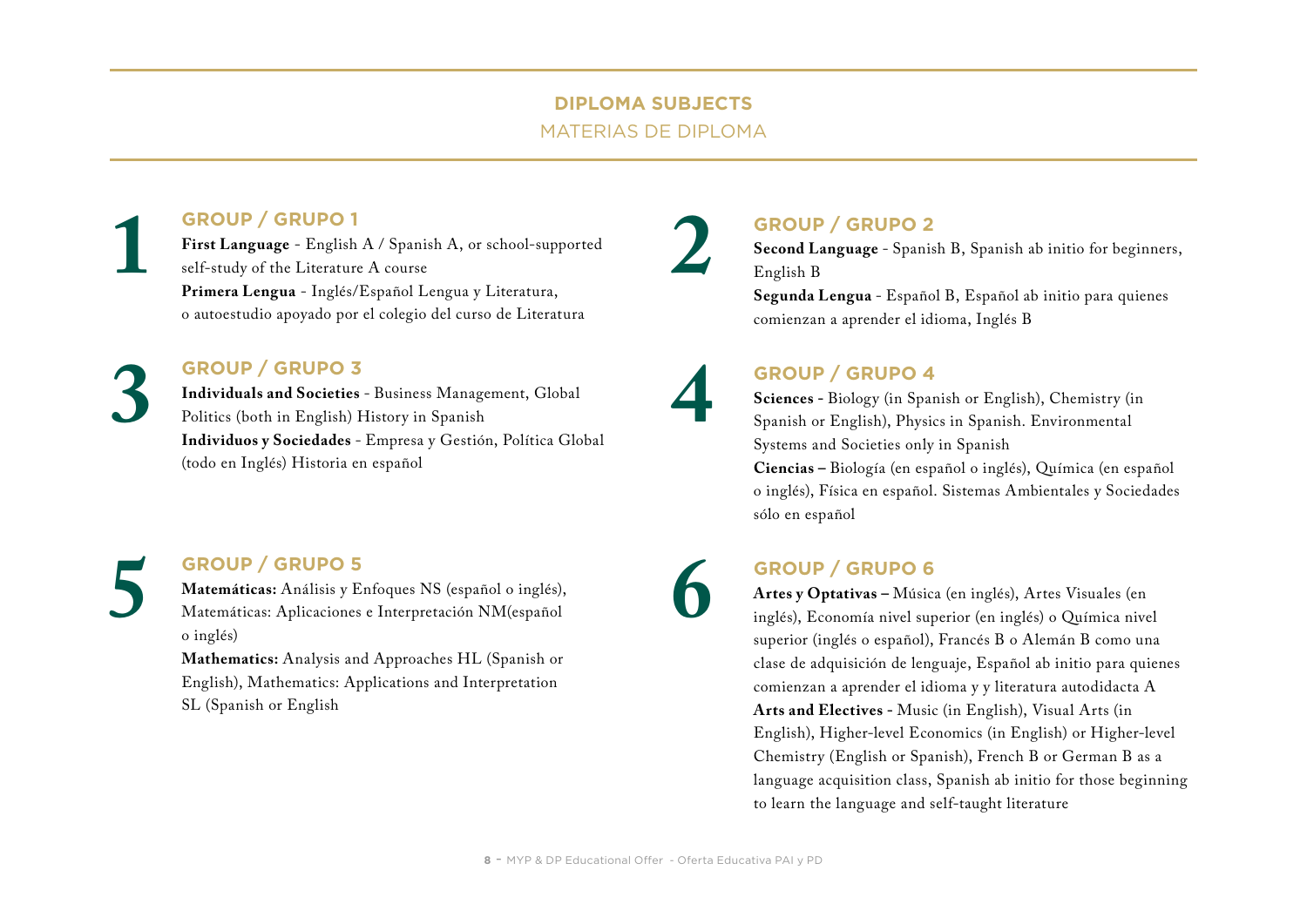## DIPLOMA SUBJECTS
MATERIAS DE DIPLOMA

### 1 GROUP / GRUPO 1

**First Language** - English A / Spanish A, or school-supported self-study of the Literature A course

**Primera Lengua** - Inglés/Español Lengua y Literatura, o autoestudio apoyado por el colegio del curso de Literatura

### 2 GROUP / GRUPO 2

**Second Language** - Spanish B, Spanish ab initio for beginners, English B

**Segunda Lengua** - Español B, Español ab initio para quienes comienzan a aprender el idioma, Inglés B

### 3 GROUP / GRUPO 3

**Individuals and Societies** - Business Management, Global Politics (both in English) History in Spanish

**Individuos y Sociedades** - Empresa y Gestión, Política Global (todo en Inglés) Historia en español

### 4 GROUP / GRUPO 4

**Sciences** - Biology (in Spanish or English), Chemistry (in Spanish or English), Physics in Spanish. Environmental Systems and Societies only in Spanish

**Ciencias –** Biología (en español o inglés), Química (en español o inglés), Física en español. Sistemas Ambientales y Sociedades sólo en español

### 5 GROUP / GRUPO 5

**Matemáticas:** Análisis y Enfoques NS (español o inglés), Matemáticas: Aplicaciones e Interpretación NM(español o inglés)

**Mathematics:** Analysis and Approaches HL (Spanish or English), Mathematics: Applications and Interpretation SL (Spanish or English

### 6 GROUP / GRUPO 6

**Artes y Optativas –** Música (en inglés), Artes Visuales (en inglés), Economía nivel superior (en inglés) o Química nivel superior (inglés o español), Francés B o Alemán B como una clase de adquisición de lenguaje, Español ab initio para quienes comienzan a aprender el idioma y y literatura autodidacta A

**Arts and Electives** - Music (in English), Visual Arts (in English), Higher-level Economics (in English) or Higher-level Chemistry (English or Spanish), French B or German B as a language acquisition class, Spanish ab initio for those beginning to learn the language and self-taught literature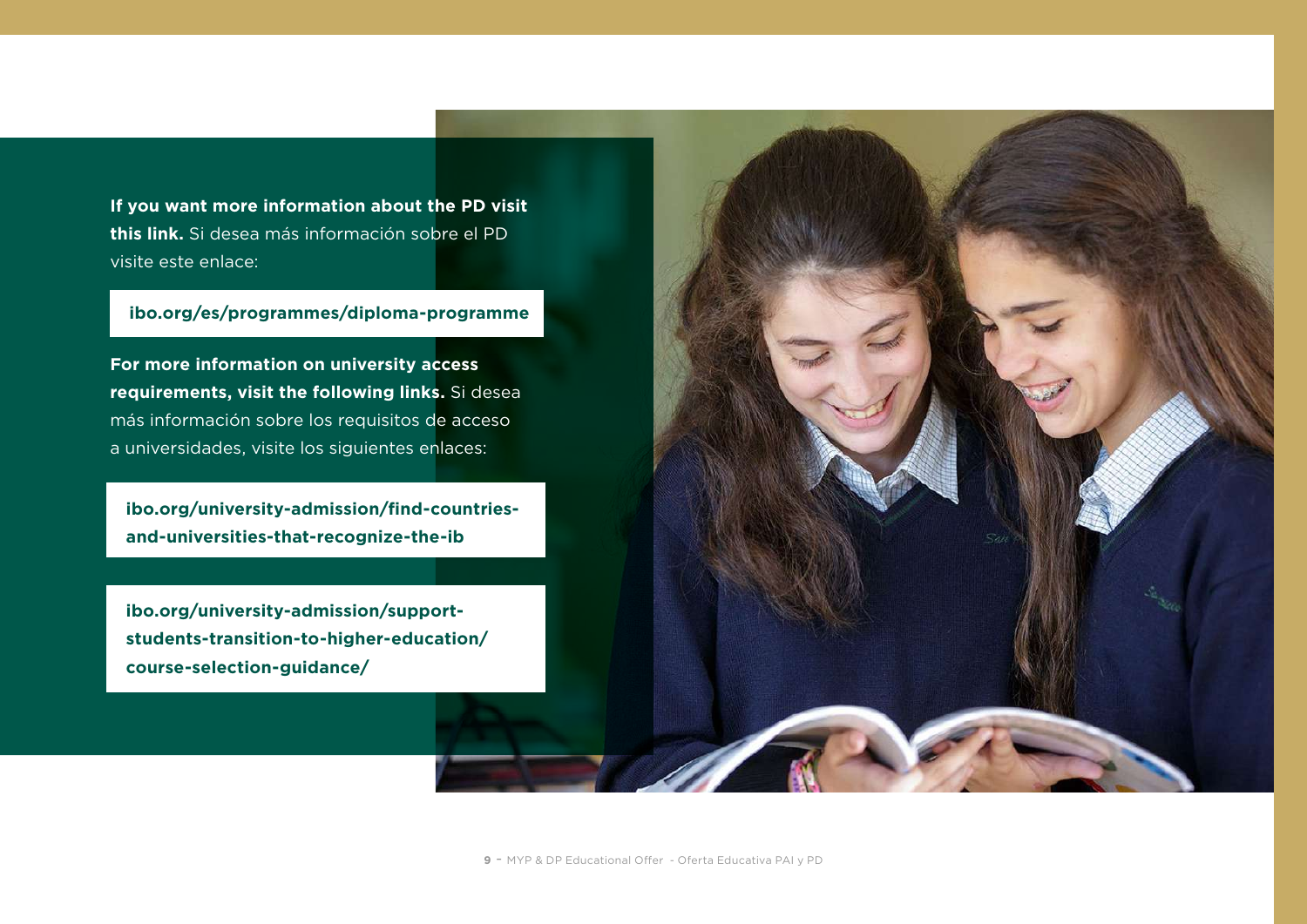**If you want more information about the PD visit this link.** Si desea más información sobre el PD visite este enlace:

**ibo.org/es/programmes/diploma-programme**

**For more information on university access requirements, visit the following links.** Si desea más información sobre los requisitos de acceso a universidades, visite los siguientes enlaces:

**ibo.org/university-admission/find-countries-and-universities-that-recognize-the-ib**

**ibo.org/university-admission/support-students-transition-to-higher-education/course-selection-guidance/**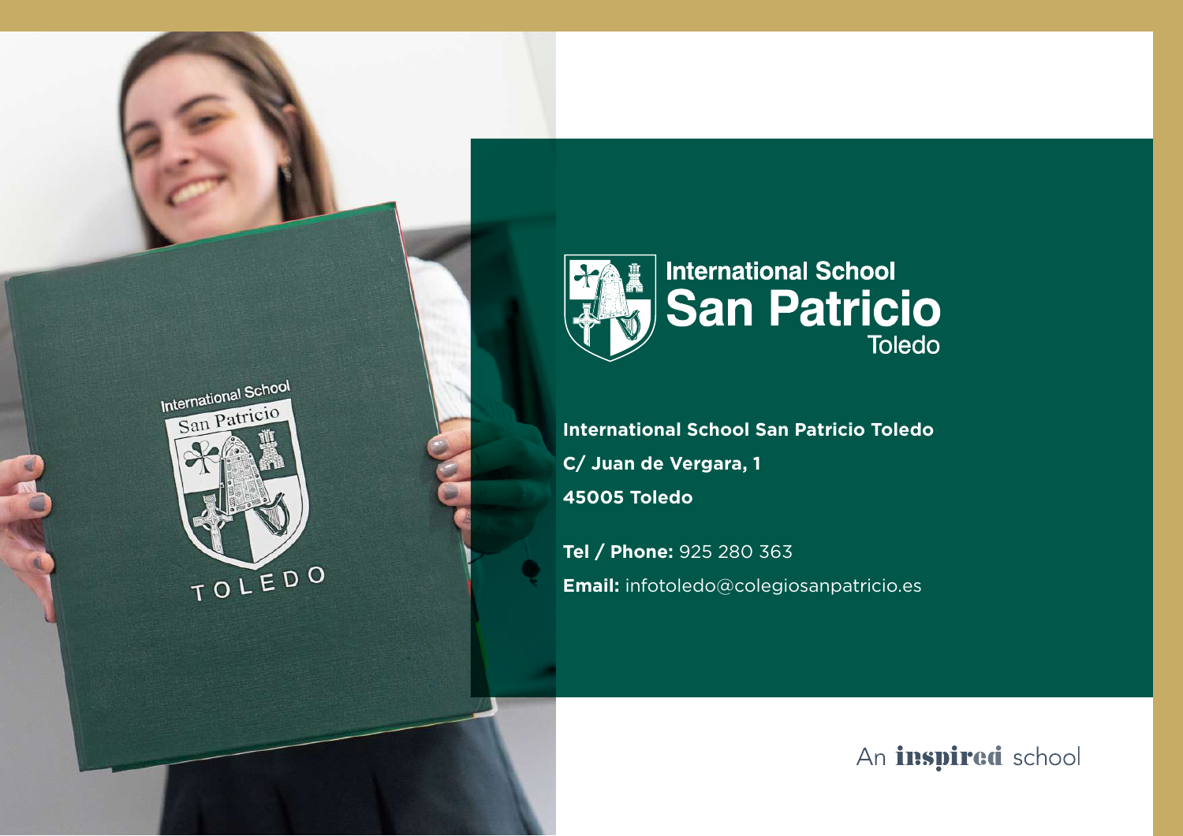International School
San Patricio
Toledo

**International School San Patricio Toledo**

**C/ Juan de Vergara, 1**

**45005 Toledo**

**Tel / Phone:** 925 280 363

**Email:** infotoledo@colegiosanpatricio.es

An **inspired** school